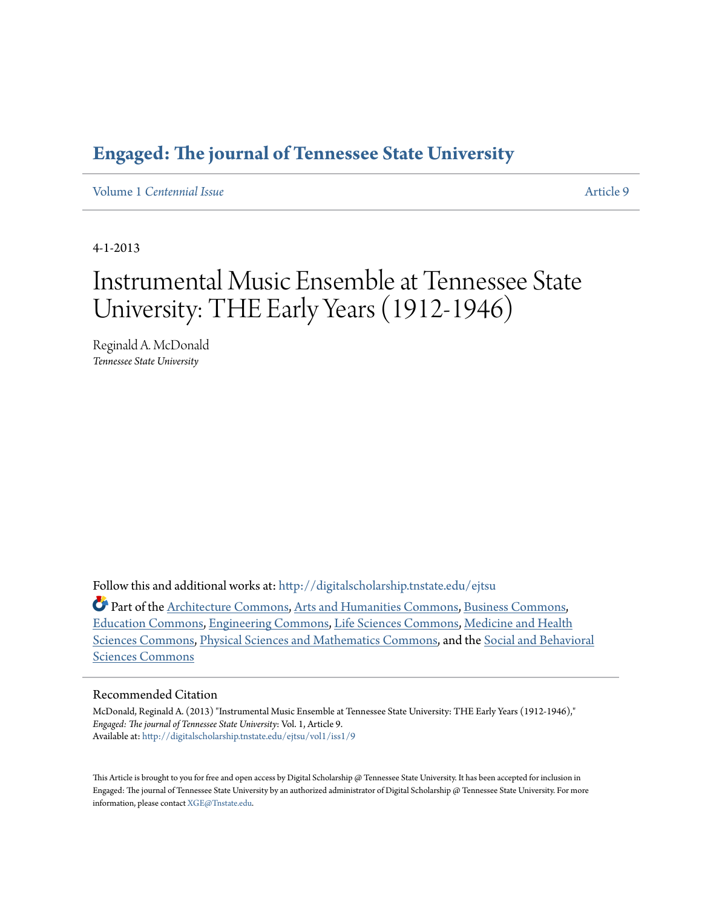# Engaged: The journal of Tennessee State University

Volume 1 *Centennial Issue* Article 9

4-1-2013

# Instrumental Music Ensemble at Tennessee State University: THE Early Years (1912-1946)

Reginald A. McDonald
*Tennessee State University*

Follow this and additional works at: http://digitalscholarship.tnstate.edu/ejtsu

Part of the Architecture Commons, Arts and Humanities Commons, Business Commons, Education Commons, Engineering Commons, Life Sciences Commons, Medicine and Health Sciences Commons, Physical Sciences and Mathematics Commons, and the Social and Behavioral Sciences Commons

## Recommended Citation

McDonald, Reginald A. (2013) "Instrumental Music Ensemble at Tennessee State University: THE Early Years (1912-1946)," *Engaged: The journal of Tennessee State University*: Vol. 1, Article 9.
Available at: http://digitalscholarship.tnstate.edu/ejtsu/vol1/iss1/9

This Article is brought to you for free and open access by Digital Scholarship @ Tennessee State University. It has been accepted for inclusion in Engaged: The journal of Tennessee State University by an authorized administrator of Digital Scholarship @ Tennessee State University. For more information, please contact XGE@Tnstate.edu.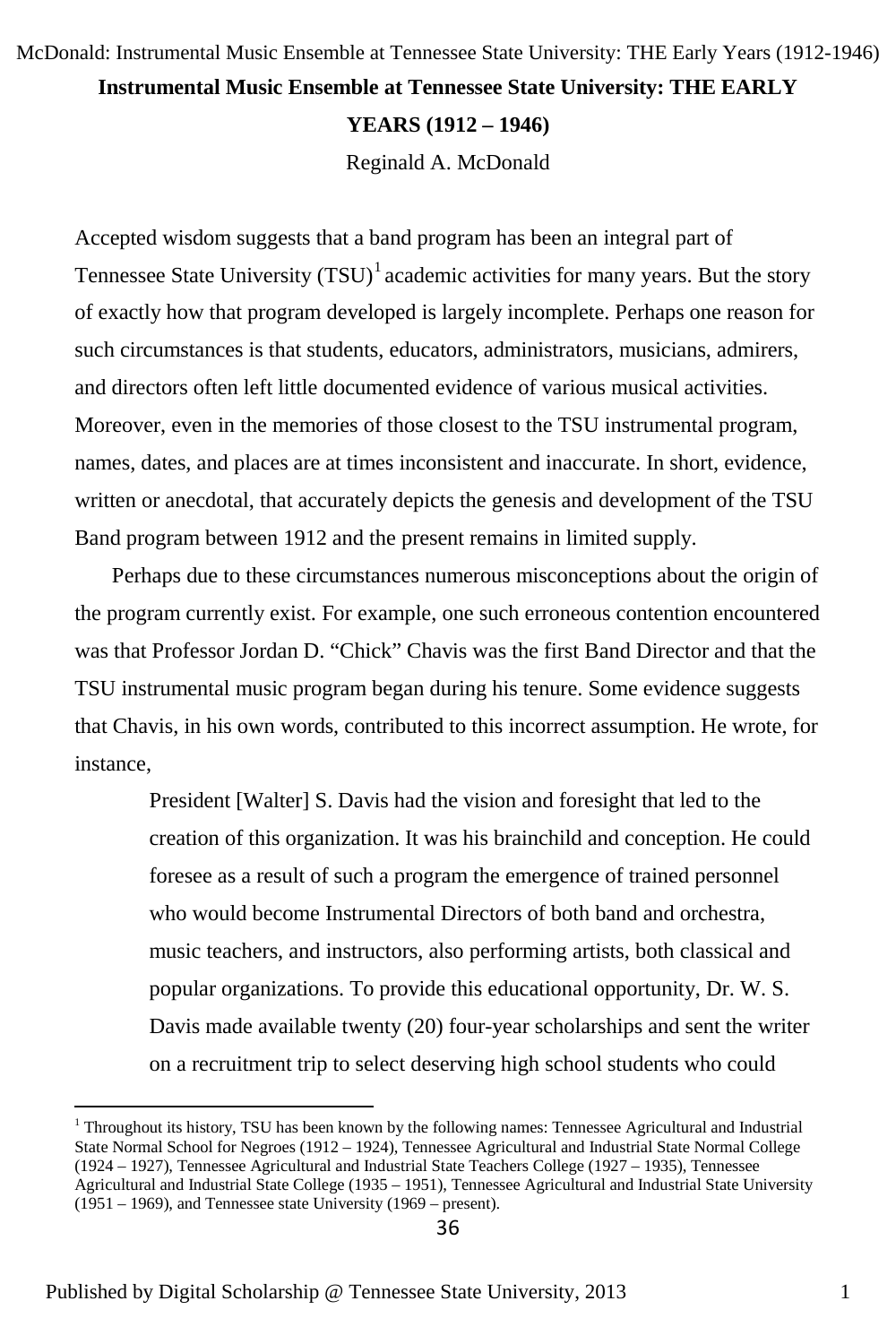# Instrumental Music Ensemble at Tennessee State University: THE EARLY YEARS (1912 – 1946)

Reginald A. McDonald

Accepted wisdom suggests that a band program has been an integral part of Tennessee State University (TSU)[1] academic activities for many years. But the story of exactly how that program developed is largely incomplete. Perhaps one reason for such circumstances is that students, educators, administrators, musicians, admirers, and directors often left little documented evidence of various musical activities. Moreover, even in the memories of those closest to the TSU instrumental program, names, dates, and places are at times inconsistent and inaccurate. In short, evidence, written or anecdotal, that accurately depicts the genesis and development of the TSU Band program between 1912 and the present remains in limited supply.

Perhaps due to these circumstances numerous misconceptions about the origin of the program currently exist. For example, one such erroneous contention encountered was that Professor Jordan D. "Chick" Chavis was the first Band Director and that the TSU instrumental music program began during his tenure. Some evidence suggests that Chavis, in his own words, contributed to this incorrect assumption. He wrote, for instance,

> President [Walter] S. Davis had the vision and foresight that led to the creation of this organization. It was his brainchild and conception. He could foresee as a result of such a program the emergence of trained personnel who would become Instrumental Directors of both band and orchestra, music teachers, and instructors, also performing artists, both classical and popular organizations. To provide this educational opportunity, Dr. W. S. Davis made available twenty (20) four-year scholarships and sent the writer on a recruitment trip to select deserving high school students who could

[1] Throughout its history, TSU has been known by the following names: Tennessee Agricultural and Industrial State Normal School for Negroes (1912 – 1924), Tennessee Agricultural and Industrial State Normal College (1924 – 1927), Tennessee Agricultural and Industrial State Teachers College (1927 – 1935), Tennessee Agricultural and Industrial State College (1935 – 1951), Tennessee Agricultural and Industrial State University (1951 – 1969), and Tennessee state University (1969 – present).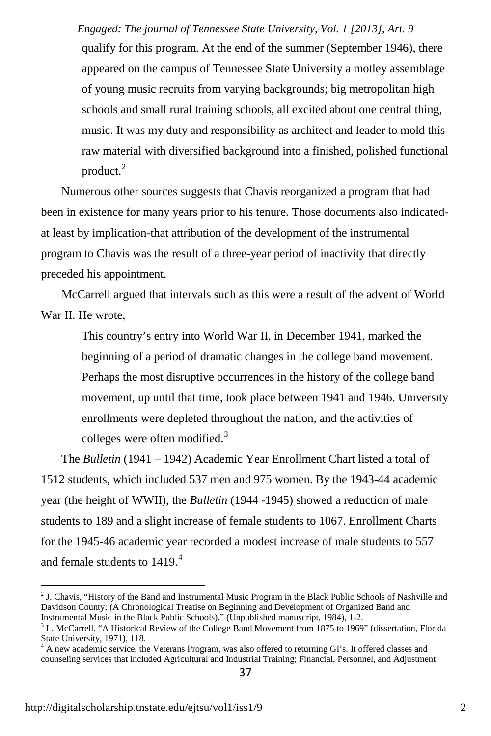> qualify for this program. At the end of the summer (September 1946), there appeared on the campus of Tennessee State University a motley assemblage of young music recruits from varying backgrounds; big metropolitan high schools and small rural training schools, all excited about one central thing, music. It was my duty and responsibility as architect and leader to mold this raw material with diversified background into a finished, polished functional product.[2]

Numerous other sources suggests that Chavis reorganized a program that had been in existence for many years prior to his tenure. Those documents also indicated-at least by implication-that attribution of the development of the instrumental program to Chavis was the result of a three-year period of inactivity that directly preceded his appointment.

McCarrell argued that intervals such as this were a result of the advent of World War II. He wrote,

> This country's entry into World War II, in December 1941, marked the beginning of a period of dramatic changes in the college band movement. Perhaps the most disruptive occurrences in the history of the college band movement, up until that time, took place between 1941 and 1946. University enrollments were depleted throughout the nation, and the activities of colleges were often modified.[3]

The *Bulletin* (1941 – 1942) Academic Year Enrollment Chart listed a total of 1512 students, which included 537 men and 975 women. By the 1943-44 academic year (the height of WWII), the *Bulletin* (1944 -1945) showed a reduction of male students to 189 and a slight increase of female students to 1067. Enrollment Charts for the 1945-46 academic year recorded a modest increase of male students to 557 and female students to 1419.[4]

---

[2] J. Chavis, "History of the Band and Instrumental Music Program in the Black Public Schools of Nashville and Davidson County; (A Chronological Treatise on Beginning and Development of Organized Band and Instrumental Music in the Black Public Schools)." (Unpublished manuscript, 1984), 1-2.

[3] L. McCarrell. "A Historical Review of the College Band Movement from 1875 to 1969" (dissertation, Florida State University, 1971), 118.

[4] A new academic service, the Veterans Program, was also offered to returning GI's. It offered classes and counseling services that included Agricultural and Industrial Training; Financial, Personnel, and Adjustment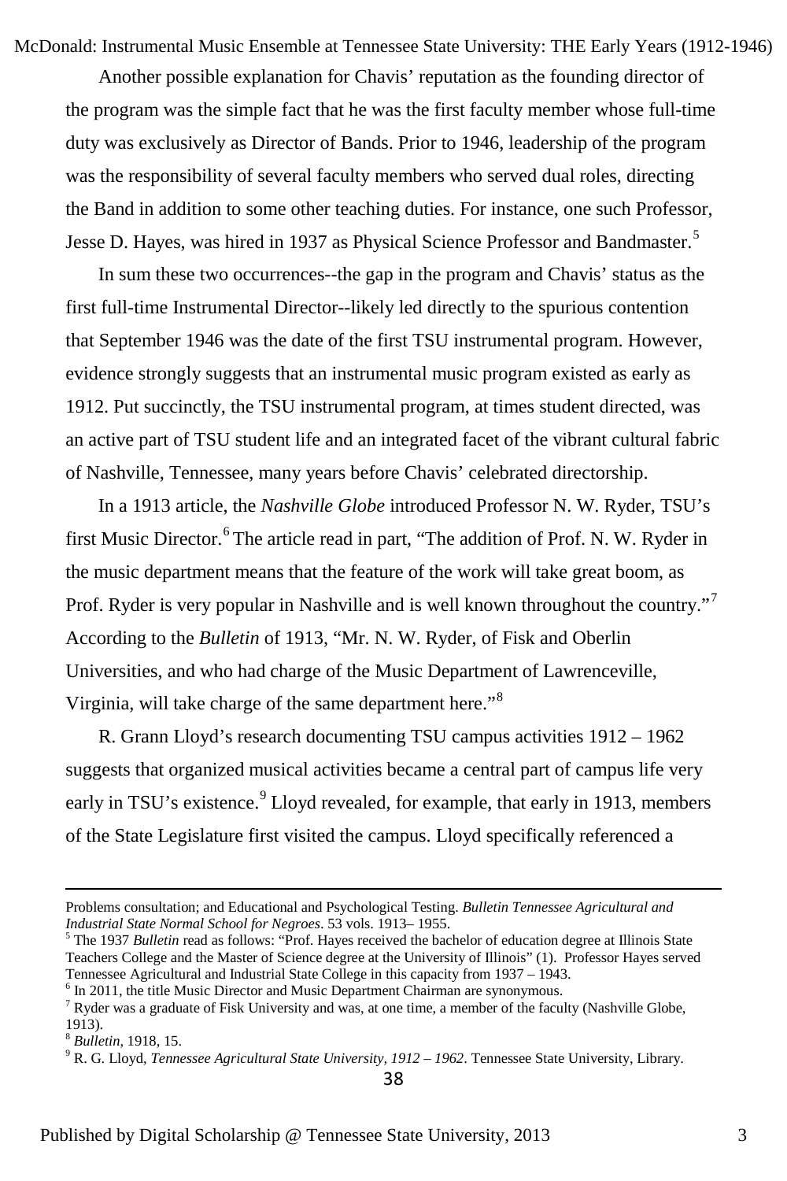Another possible explanation for Chavis' reputation as the founding director of the program was the simple fact that he was the first faculty member whose full-time duty was exclusively as Director of Bands. Prior to 1946, leadership of the program was the responsibility of several faculty members who served dual roles, directing the Band in addition to some other teaching duties. For instance, one such Professor, Jesse D. Hayes, was hired in 1937 as Physical Science Professor and Bandmaster.[5]

In sum these two occurrences--the gap in the program and Chavis' status as the first full-time Instrumental Director--likely led directly to the spurious contention that September 1946 was the date of the first TSU instrumental program. However, evidence strongly suggests that an instrumental music program existed as early as 1912. Put succinctly, the TSU instrumental program, at times student directed, was an active part of TSU student life and an integrated facet of the vibrant cultural fabric of Nashville, Tennessee, many years before Chavis' celebrated directorship.

In a 1913 article, the *Nashville Globe* introduced Professor N. W. Ryder, TSU's first Music Director.[6] The article read in part, "The addition of Prof. N. W. Ryder in the music department means that the feature of the work will take great boom, as Prof. Ryder is very popular in Nashville and is well known throughout the country."[7] According to the *Bulletin* of 1913, "Mr. N. W. Ryder, of Fisk and Oberlin Universities, and who had charge of the Music Department of Lawrenceville, Virginia, will take charge of the same department here."[8]

R. Grann Lloyd's research documenting TSU campus activities 1912 – 1962 suggests that organized musical activities became a central part of campus life very early in TSU's existence.[9] Lloyd revealed, for example, that early in 1913, members of the State Legislature first visited the campus. Lloyd specifically referenced a

---

Problems consultation; and Educational and Psychological Testing. *Bulletin Tennessee Agricultural and Industrial State Normal School for Negroes*. 53 vols. 1913– 1955.

[5] The 1937 *Bulletin* read as follows: "Prof. Hayes received the bachelor of education degree at Illinois State Teachers College and the Master of Science degree at the University of Illinois" (1). Professor Hayes served Tennessee Agricultural and Industrial State College in this capacity from 1937 – 1943.

[6] In 2011, the title Music Director and Music Department Chairman are synonymous.

[7] Ryder was a graduate of Fisk University and was, at one time, a member of the faculty (Nashville Globe, 1913).

[8] *Bulletin*, 1918, 15.

[9] R. G. Lloyd, *Tennessee Agricultural State University, 1912 – 1962*. Tennessee State University, Library.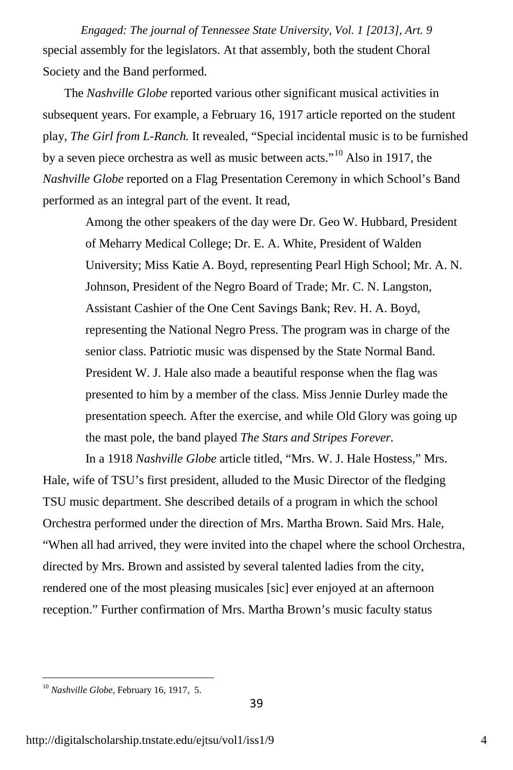special assembly for the legislators. At that assembly, both the student Choral Society and the Band performed.

The *Nashville Globe* reported various other significant musical activities in subsequent years. For example, a February 16, 1917 article reported on the student play, *The Girl from L-Ranch.* It revealed, “Special incidental music is to be furnished by a seven piece orchestra as well as music between acts.”[10] Also in 1917, the *Nashville Globe* reported on a Flag Presentation Ceremony in which School’s Band performed as an integral part of the event. It read,

> Among the other speakers of the day were Dr. Geo W. Hubbard, President of Meharry Medical College; Dr. E. A. White, President of Walden University; Miss Katie A. Boyd, representing Pearl High School; Mr. A. N. Johnson, President of the Negro Board of Trade; Mr. C. N. Langston, Assistant Cashier of the One Cent Savings Bank; Rev. H. A. Boyd, representing the National Negro Press. The program was in charge of the senior class. Patriotic music was dispensed by the State Normal Band. President W. J. Hale also made a beautiful response when the flag was presented to him by a member of the class. Miss Jennie Durley made the presentation speech. After the exercise, and while Old Glory was going up the mast pole, the band played *The Stars and Stripes Forever.*

In a 1918 *Nashville Globe* article titled, “Mrs. W. J. Hale Hostess,” Mrs. Hale, wife of TSU’s first president, alluded to the Music Director of the fledging TSU music department. She described details of a program in which the school Orchestra performed under the direction of Mrs. Martha Brown. Said Mrs. Hale, “When all had arrived, they were invited into the chapel where the school Orchestra, directed by Mrs. Brown and assisted by several talented ladies from the city, rendered one of the most pleasing musicales [sic] ever enjoyed at an afternoon reception.” Further confirmation of Mrs. Martha Brown’s music faculty status

---

[10] *Nashville Globe,* February 16, 1917, 5.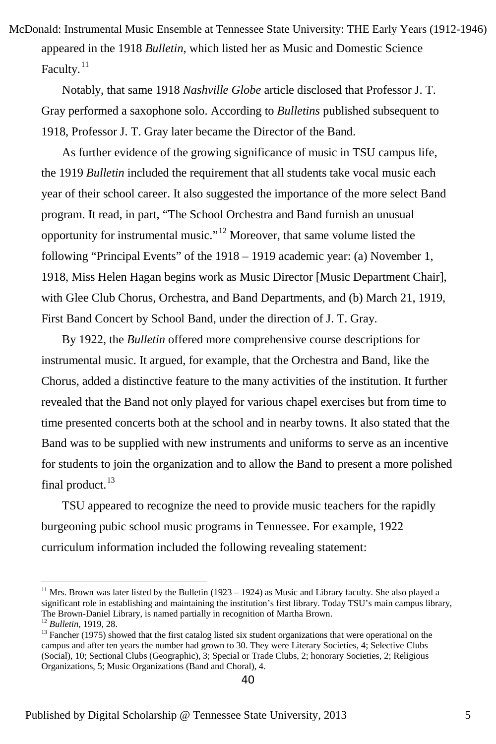appeared in the 1918 *Bulletin*, which listed her as Music and Domestic Science Faculty.[11]

Notably, that same 1918 *Nashville Globe* article disclosed that Professor J. T. Gray performed a saxophone solo. According to *Bulletins* published subsequent to 1918, Professor J. T. Gray later became the Director of the Band.

As further evidence of the growing significance of music in TSU campus life, the 1919 *Bulletin* included the requirement that all students take vocal music each year of their school career. It also suggested the importance of the more select Band program. It read, in part, "The School Orchestra and Band furnish an unusual opportunity for instrumental music."[12] Moreover, that same volume listed the following "Principal Events" of the 1918 – 1919 academic year: (a) November 1, 1918, Miss Helen Hagan begins work as Music Director [Music Department Chair], with Glee Club Chorus, Orchestra, and Band Departments, and (b) March 21, 1919, First Band Concert by School Band, under the direction of J. T. Gray.

By 1922, the *Bulletin* offered more comprehensive course descriptions for instrumental music. It argued, for example, that the Orchestra and Band, like the Chorus, added a distinctive feature to the many activities of the institution. It further revealed that the Band not only played for various chapel exercises but from time to time presented concerts both at the school and in nearby towns. It also stated that the Band was to be supplied with new instruments and uniforms to serve as an incentive for students to join the organization and to allow the Band to present a more polished final product.[13]

TSU appeared to recognize the need to provide music teachers for the rapidly burgeoning pubic school music programs in Tennessee. For example, 1922 curriculum information included the following revealing statement:

---

[11] Mrs. Brown was later listed by the Bulletin (1923 – 1924) as Music and Library faculty. She also played a significant role in establishing and maintaining the institution's first library. Today TSU's main campus library, The Brown-Daniel Library, is named partially in recognition of Martha Brown.

[12] *Bulletin,* 1919, 28.

[13] Fancher (1975) showed that the first catalog listed six student organizations that were operational on the campus and after ten years the number had grown to 30. They were Literary Societies, 4; Selective Clubs (Social), 10; Sectional Clubs (Geographic), 3; Special or Trade Clubs, 2; honorary Societies, 2; Religious Organizations, 5; Music Organizations (Band and Choral), 4.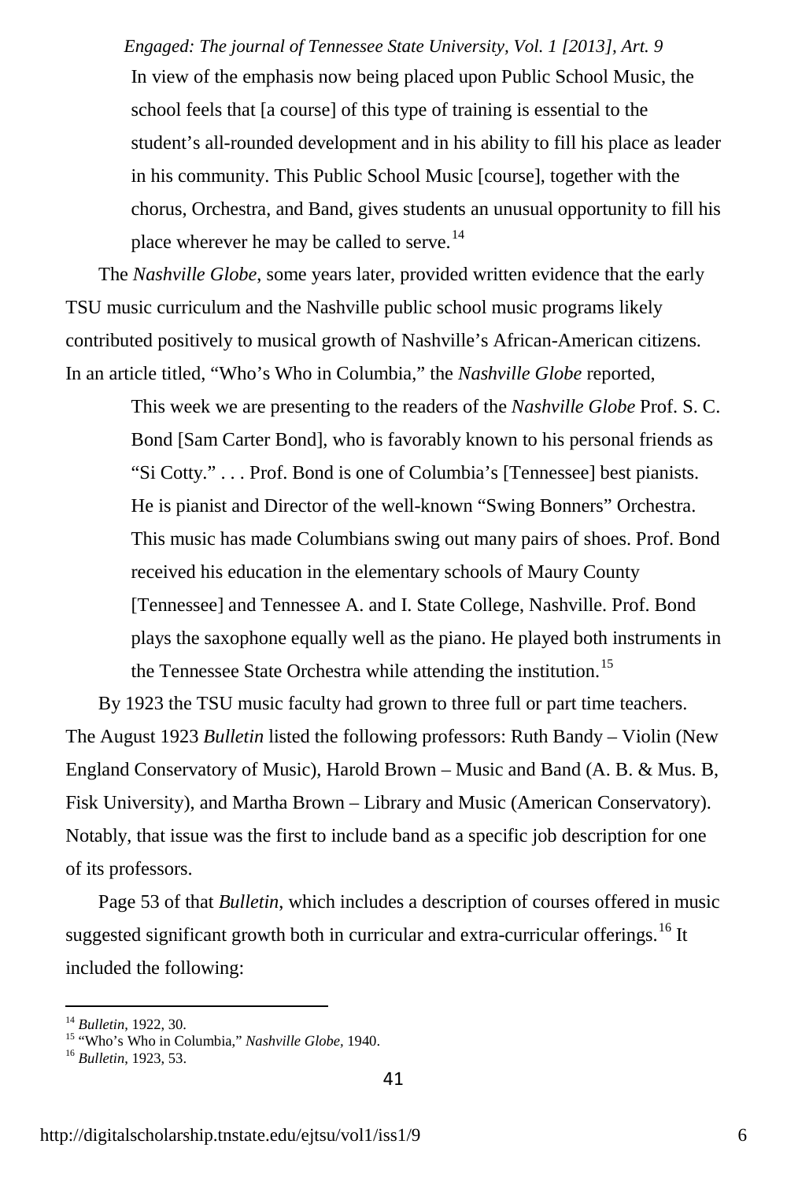> In view of the emphasis now being placed upon Public School Music, the school feels that [a course] of this type of training is essential to the student's all-rounded development and in his ability to fill his place as leader in his community. This Public School Music [course], together with the chorus, Orchestra, and Band, gives students an unusual opportunity to fill his place wherever he may be called to serve.[14]

The *Nashville Globe*, some years later, provided written evidence that the early TSU music curriculum and the Nashville public school music programs likely contributed positively to musical growth of Nashville's African-American citizens. In an article titled, "Who's Who in Columbia," the *Nashville Globe* reported,

> This week we are presenting to the readers of the *Nashville Globe* Prof. S. C. Bond [Sam Carter Bond], who is favorably known to his personal friends as "Si Cotty." . . . Prof. Bond is one of Columbia's [Tennessee] best pianists. He is pianist and Director of the well-known "Swing Bonners" Orchestra. This music has made Columbians swing out many pairs of shoes. Prof. Bond received his education in the elementary schools of Maury County [Tennessee] and Tennessee A. and I. State College, Nashville. Prof. Bond plays the saxophone equally well as the piano. He played both instruments in the Tennessee State Orchestra while attending the institution.[15]

By 1923 the TSU music faculty had grown to three full or part time teachers. The August 1923 *Bulletin* listed the following professors: Ruth Bandy – Violin (New England Conservatory of Music), Harold Brown – Music and Band (A. B. & Mus. B, Fisk University), and Martha Brown – Library and Music (American Conservatory). Notably, that issue was the first to include band as a specific job description for one of its professors.

Page 53 of that *Bulletin*, which includes a description of courses offered in music suggested significant growth both in curricular and extra-curricular offerings.[16] It included the following:

---

[14] *Bulletin*, 1922, 30.
[15] "Who's Who in Columbia," *Nashville Globe*, 1940.
[16] *Bulletin*, 1923, 53.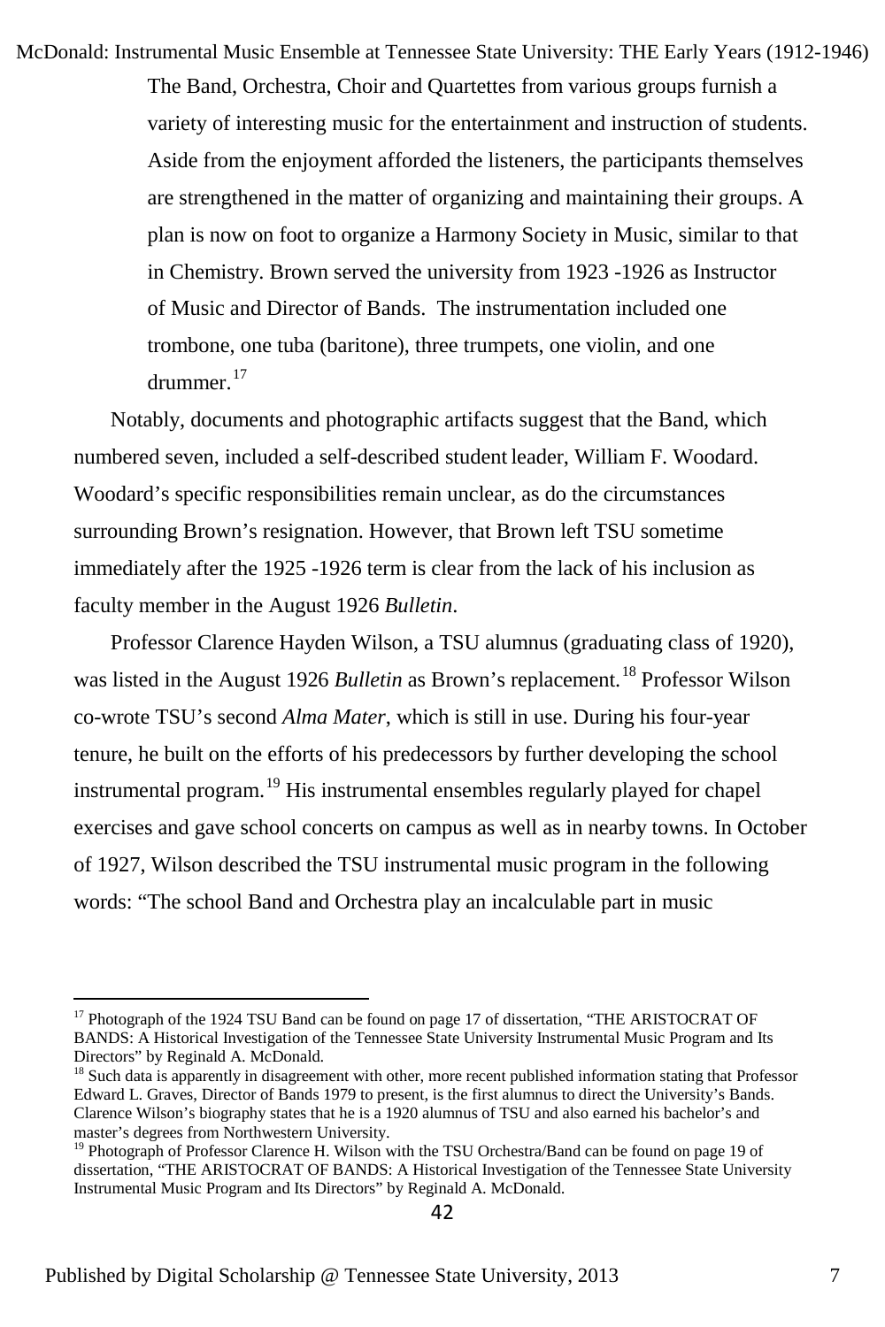> The Band, Orchestra, Choir and Quartettes from various groups furnish a variety of interesting music for the entertainment and instruction of students. Aside from the enjoyment afforded the listeners, the participants themselves are strengthened in the matter of organizing and maintaining their groups. A plan is now on foot to organize a Harmony Society in Music, similar to that in Chemistry. Brown served the university from 1923 -1926 as Instructor of Music and Director of Bands. The instrumentation included one trombone, one tuba (baritone), three trumpets, one violin, and one drummer.[17]

Notably, documents and photographic artifacts suggest that the Band, which numbered seven, included a self-described student leader, William F. Woodard. Woodard's specific responsibilities remain unclear, as do the circumstances surrounding Brown's resignation. However, that Brown left TSU sometime immediately after the 1925 -1926 term is clear from the lack of his inclusion as faculty member in the August 1926 *Bulletin*.

Professor Clarence Hayden Wilson, a TSU alumnus (graduating class of 1920), was listed in the August 1926 *Bulletin* as Brown's replacement.[18] Professor Wilson co-wrote TSU's second *Alma Mater*, which is still in use. During his four-year tenure, he built on the efforts of his predecessors by further developing the school instrumental program.[19] His instrumental ensembles regularly played for chapel exercises and gave school concerts on campus as well as in nearby towns. In October of 1927, Wilson described the TSU instrumental music program in the following words: "The school Band and Orchestra play an incalculable part in music

---

[17] Photograph of the 1924 TSU Band can be found on page 17 of dissertation, "THE ARISTOCRAT OF BANDS: A Historical Investigation of the Tennessee State University Instrumental Music Program and Its Directors" by Reginald A. McDonald.

[18] Such data is apparently in disagreement with other, more recent published information stating that Professor Edward L. Graves, Director of Bands 1979 to present, is the first alumnus to direct the University's Bands. Clarence Wilson's biography states that he is a 1920 alumnus of TSU and also earned his bachelor's and master's degrees from Northwestern University.

[19] Photograph of Professor Clarence H. Wilson with the TSU Orchestra/Band can be found on page 19 of dissertation, "THE ARISTOCRAT OF BANDS: A Historical Investigation of the Tennessee State University Instrumental Music Program and Its Directors" by Reginald A. McDonald.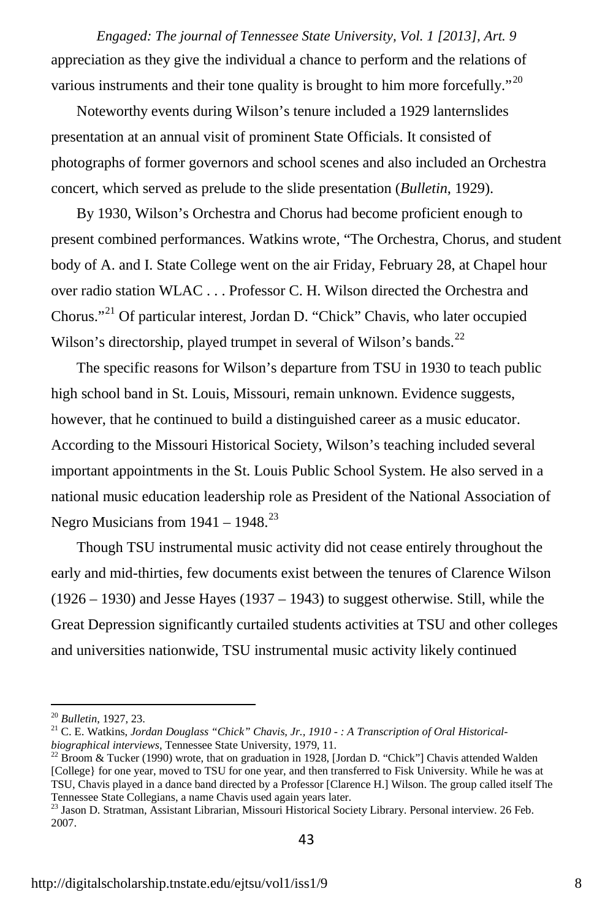appreciation as they give the individual a chance to perform and the relations of various instruments and their tone quality is brought to him more forcefully."[20]

Noteworthy events during Wilson's tenure included a 1929 lanternslides presentation at an annual visit of prominent State Officials. It consisted of photographs of former governors and school scenes and also included an Orchestra concert, which served as prelude to the slide presentation (*Bulletin*, 1929).

By 1930, Wilson's Orchestra and Chorus had become proficient enough to present combined performances. Watkins wrote, "The Orchestra, Chorus, and student body of A. and I. State College went on the air Friday, February 28, at Chapel hour over radio station WLAC . . . Professor C. H. Wilson directed the Orchestra and Chorus."[21] Of particular interest, Jordan D. "Chick" Chavis, who later occupied Wilson's directorship, played trumpet in several of Wilson's bands.[22]

The specific reasons for Wilson's departure from TSU in 1930 to teach public high school band in St. Louis, Missouri, remain unknown. Evidence suggests, however, that he continued to build a distinguished career as a music educator. According to the Missouri Historical Society, Wilson's teaching included several important appointments in the St. Louis Public School System. He also served in a national music education leadership role as President of the National Association of Negro Musicians from 1941 – 1948.[23]

Though TSU instrumental music activity did not cease entirely throughout the early and mid-thirties, few documents exist between the tenures of Clarence Wilson (1926 – 1930) and Jesse Hayes (1937 – 1943) to suggest otherwise. Still, while the Great Depression significantly curtailed students activities at TSU and other colleges and universities nationwide, TSU instrumental music activity likely continued

---

[20] *Bulletin*, 1927, 23.

[21] C. E. Watkins, *Jordan Douglass "Chick" Chavis, Jr., 1910 - : A Transcription of Oral Historical-biographical interviews*, Tennessee State University, 1979, 11.

[22] Broom & Tucker (1990) wrote, that on graduation in 1928, [Jordan D. "Chick"] Chavis attended Walden [College} for one year, moved to TSU for one year, and then transferred to Fisk University. While he was at TSU, Chavis played in a dance band directed by a Professor [Clarence H.] Wilson. The group called itself The Tennessee State Collegians, a name Chavis used again years later.

[23] Jason D. Stratman, Assistant Librarian, Missouri Historical Society Library. Personal interview. 26 Feb. 2007.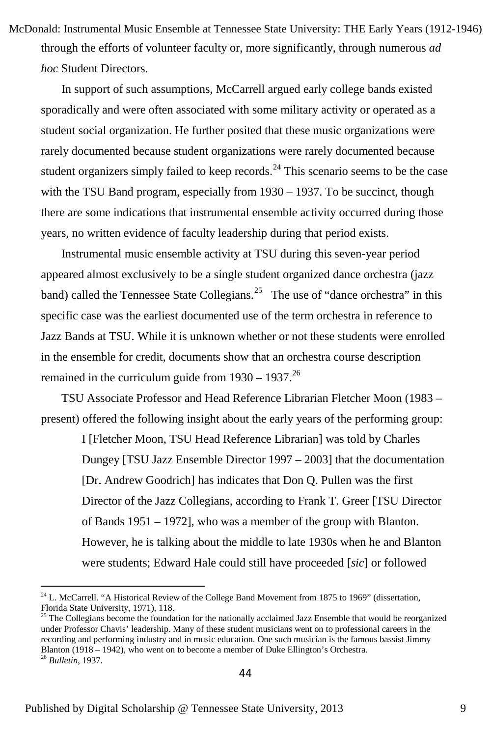through the efforts of volunteer faculty or, more significantly, through numerous *ad hoc* Student Directors.

In support of such assumptions, McCarrell argued early college bands existed sporadically and were often associated with some military activity or operated as a student social organization. He further posited that these music organizations were rarely documented because student organizations were rarely documented because student organizers simply failed to keep records.[24] This scenario seems to be the case with the TSU Band program, especially from 1930 – 1937. To be succinct, though there are some indications that instrumental ensemble activity occurred during those years, no written evidence of faculty leadership during that period exists.

Instrumental music ensemble activity at TSU during this seven-year period appeared almost exclusively to be a single student organized dance orchestra (jazz band) called the Tennessee State Collegians.[25] The use of "dance orchestra" in this specific case was the earliest documented use of the term orchestra in reference to Jazz Bands at TSU. While it is unknown whether or not these students were enrolled in the ensemble for credit, documents show that an orchestra course description remained in the curriculum guide from 1930 – 1937.[26]

TSU Associate Professor and Head Reference Librarian Fletcher Moon (1983 – present) offered the following insight about the early years of the performing group:

> I [Fletcher Moon, TSU Head Reference Librarian] was told by Charles Dungey [TSU Jazz Ensemble Director 1997 – 2003] that the documentation [Dr. Andrew Goodrich] has indicates that Don Q. Pullen was the first Director of the Jazz Collegians, according to Frank T. Greer [TSU Director of Bands 1951 – 1972], who was a member of the group with Blanton. However, he is talking about the middle to late 1930s when he and Blanton were students; Edward Hale could still have proceeded [*sic*] or followed

---

[24] L. McCarrell. "A Historical Review of the College Band Movement from 1875 to 1969" (dissertation, Florida State University, 1971), 118.

[25] The Collegians become the foundation for the nationally acclaimed Jazz Ensemble that would be reorganized under Professor Chavis' leadership. Many of these student musicians went on to professional careers in the recording and performing industry and in music education. One such musician is the famous bassist Jimmy Blanton (1918 – 1942), who went on to become a member of Duke Ellington's Orchestra.

[26] *Bulletin*, 1937.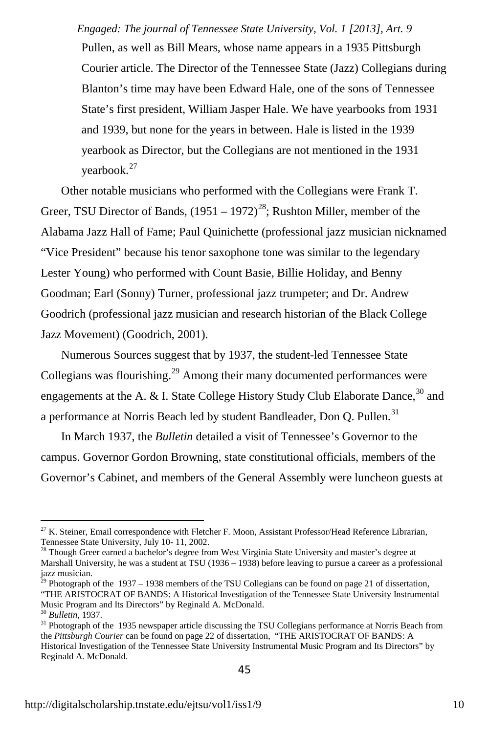Pullen, as well as Bill Mears, whose name appears in a 1935 Pittsburgh Courier article. The Director of the Tennessee State (Jazz) Collegians during Blanton's time may have been Edward Hale, one of the sons of Tennessee State's first president, William Jasper Hale. We have yearbooks from 1931 and 1939, but none for the years in between. Hale is listed in the 1939 yearbook as Director, but the Collegians are not mentioned in the 1931 yearbook.[27]

Other notable musicians who performed with the Collegians were Frank T. Greer, TSU Director of Bands, (1951 – 1972)[28]; Rushton Miller, member of the Alabama Jazz Hall of Fame; Paul Quinichette (professional jazz musician nicknamed "Vice President" because his tenor saxophone tone was similar to the legendary Lester Young) who performed with Count Basie, Billie Holiday, and Benny Goodman; Earl (Sonny) Turner, professional jazz trumpeter; and Dr. Andrew Goodrich (professional jazz musician and research historian of the Black College Jazz Movement) (Goodrich, 2001).

Numerous Sources suggest that by 1937, the student-led Tennessee State Collegians was flourishing.[29] Among their many documented performances were engagements at the A. & I. State College History Study Club Elaborate Dance,[30] and a performance at Norris Beach led by student Bandleader, Don Q. Pullen.[31]

In March 1937, the *Bulletin* detailed a visit of Tennessee's Governor to the campus. Governor Gordon Browning, state constitutional officials, members of the Governor's Cabinet, and members of the General Assembly were luncheon guests at

---

[27] K. Steiner, Email correspondence with Fletcher F. Moon, Assistant Professor/Head Reference Librarian, Tennessee State University, July 10- 11, 2002.

[28] Though Greer earned a bachelor's degree from West Virginia State University and master's degree at Marshall University, he was a student at TSU (1936 – 1938) before leaving to pursue a career as a professional jazz musician.

[29] Photograph of the 1937 – 1938 members of the TSU Collegians can be found on page 21 of dissertation, "THE ARISTOCRAT OF BANDS: A Historical Investigation of the Tennessee State University Instrumental Music Program and Its Directors" by Reginald A. McDonald.

[30] *Bulletin*, 1937.

[31] Photograph of the 1935 newspaper article discussing the TSU Collegians performance at Norris Beach from the *Pittsburgh Courier* can be found on page 22 of dissertation, "THE ARISTOCRAT OF BANDS: A Historical Investigation of the Tennessee State University Instrumental Music Program and Its Directors" by Reginald A. McDonald.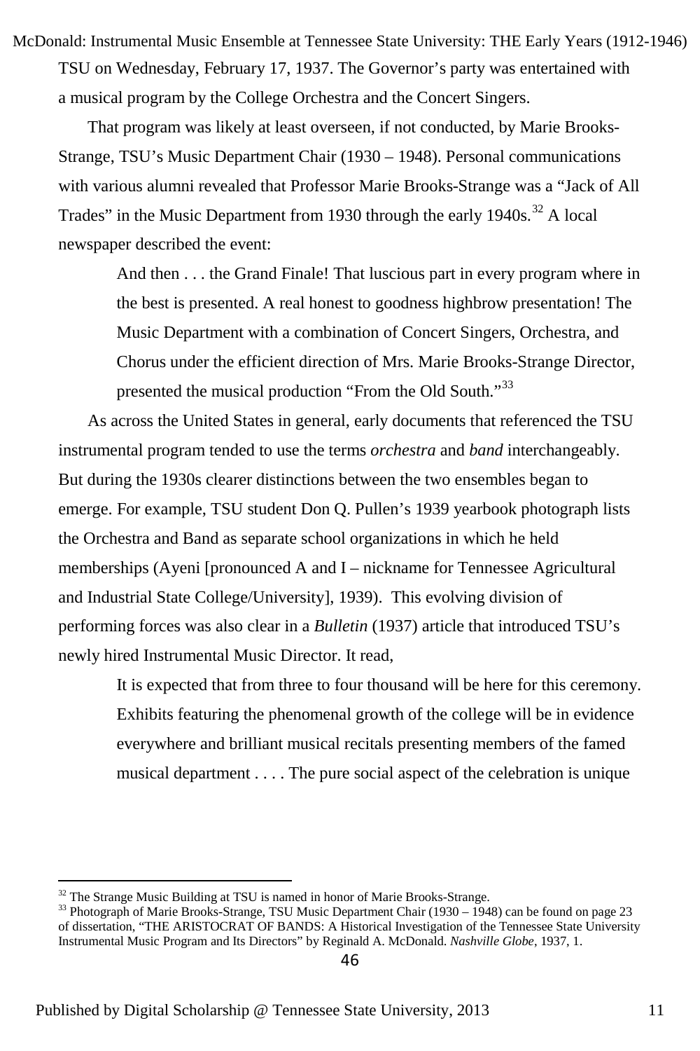TSU on Wednesday, February 17, 1937. The Governor's party was entertained with a musical program by the College Orchestra and the Concert Singers.

That program was likely at least overseen, if not conducted, by Marie Brooks-Strange, TSU's Music Department Chair (1930 – 1948). Personal communications with various alumni revealed that Professor Marie Brooks-Strange was a "Jack of All Trades" in the Music Department from 1930 through the early 1940s.[32] A local newspaper described the event:

> And then . . . the Grand Finale! That luscious part in every program where in the best is presented. A real honest to goodness highbrow presentation! The Music Department with a combination of Concert Singers, Orchestra, and Chorus under the efficient direction of Mrs. Marie Brooks-Strange Director, presented the musical production "From the Old South."[33]

As across the United States in general, early documents that referenced the TSU instrumental program tended to use the terms *orchestra* and *band* interchangeably. But during the 1930s clearer distinctions between the two ensembles began to emerge. For example, TSU student Don Q. Pullen's 1939 yearbook photograph lists the Orchestra and Band as separate school organizations in which he held memberships (Ayeni [pronounced A and I – nickname for Tennessee Agricultural and Industrial State College/University], 1939). This evolving division of performing forces was also clear in a *Bulletin* (1937) article that introduced TSU's newly hired Instrumental Music Director. It read,

> It is expected that from three to four thousand will be here for this ceremony. Exhibits featuring the phenomenal growth of the college will be in evidence everywhere and brilliant musical recitals presenting members of the famed musical department . . . . The pure social aspect of the celebration is unique

---

[32] The Strange Music Building at TSU is named in honor of Marie Brooks-Strange.

[33] Photograph of Marie Brooks-Strange, TSU Music Department Chair (1930 – 1948) can be found on page 23 of dissertation, "THE ARISTOCRAT OF BANDS: A Historical Investigation of the Tennessee State University Instrumental Music Program and Its Directors" by Reginald A. McDonald. *Nashville Globe*, 1937, 1.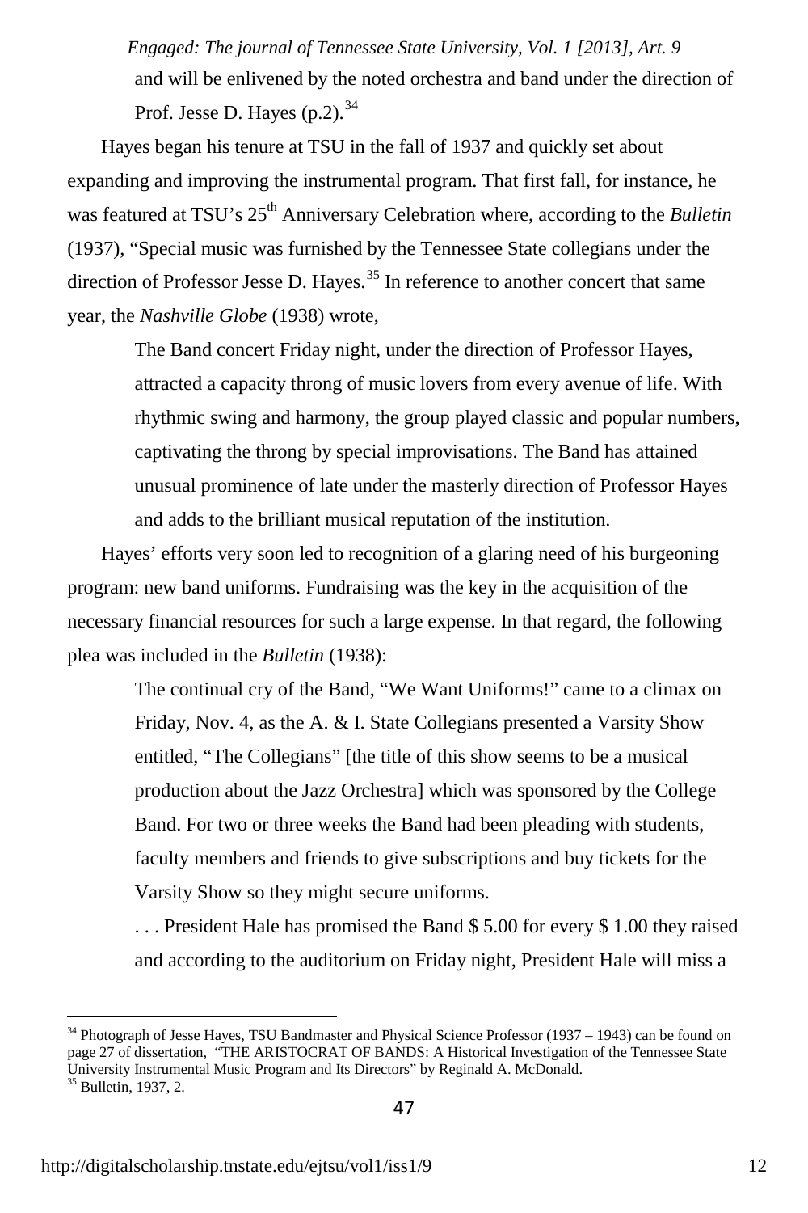and will be enlivened by the noted orchestra and band under the direction of Prof. Jesse D. Hayes (p.2).[34]

Hayes began his tenure at TSU in the fall of 1937 and quickly set about expanding and improving the instrumental program. That first fall, for instance, he was featured at TSU's 25th Anniversary Celebration where, according to the *Bulletin* (1937), "Special music was furnished by the Tennessee State collegians under the direction of Professor Jesse D. Hayes.[35] In reference to another concert that same year, the *Nashville Globe* (1938) wrote,

> The Band concert Friday night, under the direction of Professor Hayes, attracted a capacity throng of music lovers from every avenue of life. With rhythmic swing and harmony, the group played classic and popular numbers, captivating the throng by special improvisations. The Band has attained unusual prominence of late under the masterly direction of Professor Hayes and adds to the brilliant musical reputation of the institution.

Hayes' efforts very soon led to recognition of a glaring need of his burgeoning program: new band uniforms. Fundraising was the key in the acquisition of the necessary financial resources for such a large expense. In that regard, the following plea was included in the *Bulletin* (1938):

> The continual cry of the Band, "We Want Uniforms!" came to a climax on Friday, Nov. 4, as the A. & I. State Collegians presented a Varsity Show entitled, "The Collegians" [the title of this show seems to be a musical production about the Jazz Orchestra] which was sponsored by the College Band. For two or three weeks the Band had been pleading with students, faculty members and friends to give subscriptions and buy tickets for the Varsity Show so they might secure uniforms.
>
> . . . President Hale has promised the Band $ 5.00 for every $ 1.00 they raised and according to the auditorium on Friday night, President Hale will miss a

---

[34] Photograph of Jesse Hayes, TSU Bandmaster and Physical Science Professor (1937 – 1943) can be found on page 27 of dissertation, "THE ARISTOCRAT OF BANDS: A Historical Investigation of the Tennessee State University Instrumental Music Program and Its Directors" by Reginald A. McDonald.

[35] Bulletin, 1937, 2.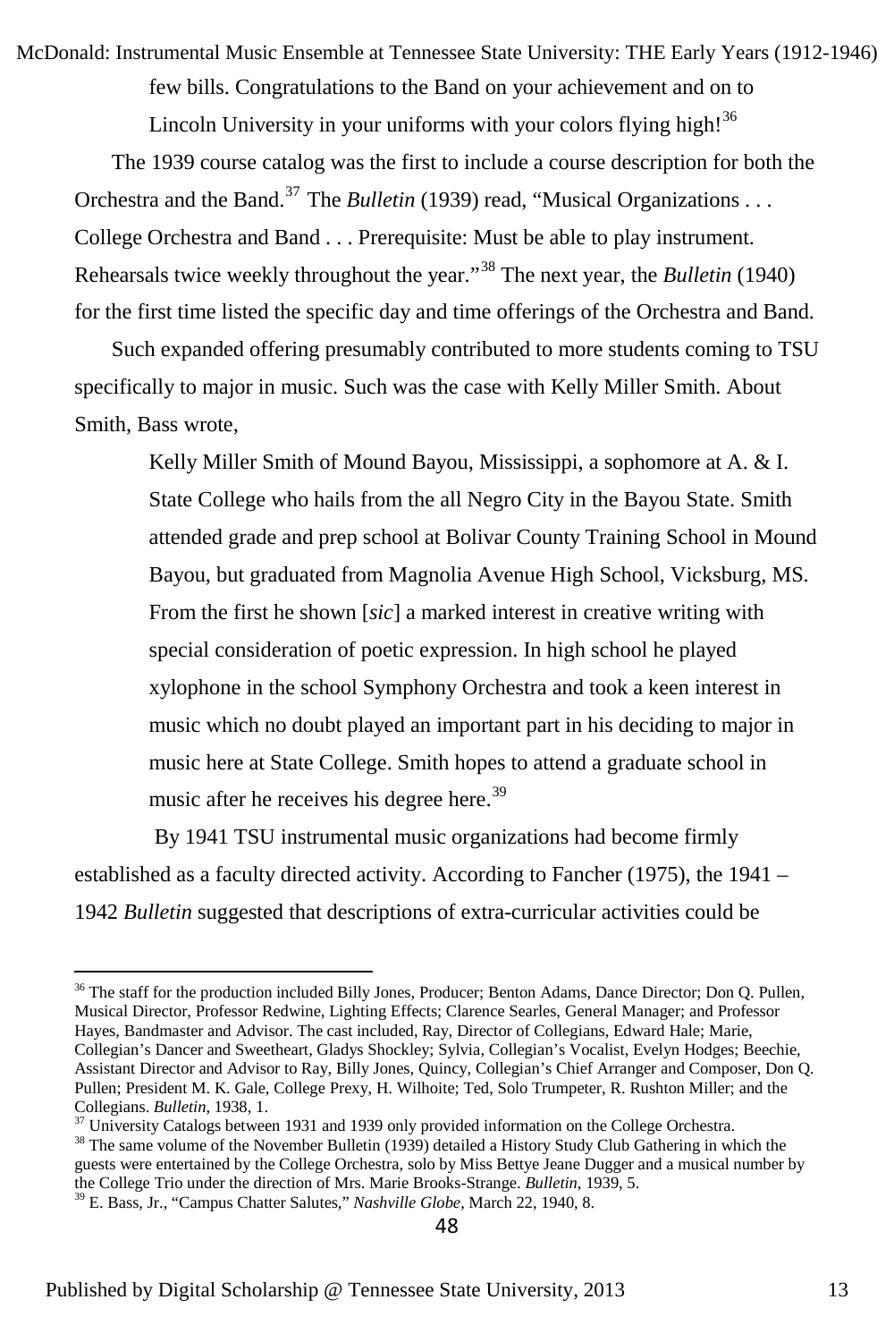few bills. Congratulations to the Band on your achievement and on to Lincoln University in your uniforms with your colors flying high![36]

The 1939 course catalog was the first to include a course description for both the Orchestra and the Band.[37] The *Bulletin* (1939) read, "Musical Organizations . . . College Orchestra and Band . . . Prerequisite: Must be able to play instrument. Rehearsals twice weekly throughout the year."[38] The next year, the *Bulletin* (1940) for the first time listed the specific day and time offerings of the Orchestra and Band.

Such expanded offering presumably contributed to more students coming to TSU specifically to major in music. Such was the case with Kelly Miller Smith. About Smith, Bass wrote,

> Kelly Miller Smith of Mound Bayou, Mississippi, a sophomore at A. & I. State College who hails from the all Negro City in the Bayou State. Smith attended grade and prep school at Bolivar County Training School in Mound Bayou, but graduated from Magnolia Avenue High School, Vicksburg, MS. From the first he shown [*sic*] a marked interest in creative writing with special consideration of poetic expression. In high school he played xylophone in the school Symphony Orchestra and took a keen interest in music which no doubt played an important part in his deciding to major in music here at State College. Smith hopes to attend a graduate school in music after he receives his degree here.[39]

By 1941 TSU instrumental music organizations had become firmly established as a faculty directed activity. According to Fancher (1975), the 1941 – 1942 *Bulletin* suggested that descriptions of extra-curricular activities could be

---

[36] The staff for the production included Billy Jones, Producer; Benton Adams, Dance Director; Don Q. Pullen, Musical Director, Professor Redwine, Lighting Effects; Clarence Searles, General Manager; and Professor Hayes, Bandmaster and Advisor. The cast included, Ray, Director of Collegians, Edward Hale; Marie, Collegian's Dancer and Sweetheart, Gladys Shockley; Sylvia, Collegian's Vocalist, Evelyn Hodges; Beechie, Assistant Director and Advisor to Ray, Billy Jones, Quincy, Collegian's Chief Arranger and Composer, Don Q. Pullen; President M. K. Gale, College Prexy, H. Wilhoite; Ted, Solo Trumpeter, R. Rushton Miller; and the Collegians. *Bulletin*, 1938, 1.

[37] University Catalogs between 1931 and 1939 only provided information on the College Orchestra.

[38] The same volume of the November Bulletin (1939) detailed a History Study Club Gathering in which the guests were entertained by the College Orchestra, solo by Miss Bettye Jeane Dugger and a musical number by the College Trio under the direction of Mrs. Marie Brooks-Strange. *Bulletin*, 1939, 5.

[39] E. Bass, Jr., "Campus Chatter Salutes," *Nashville Globe*, March 22, 1940, 8.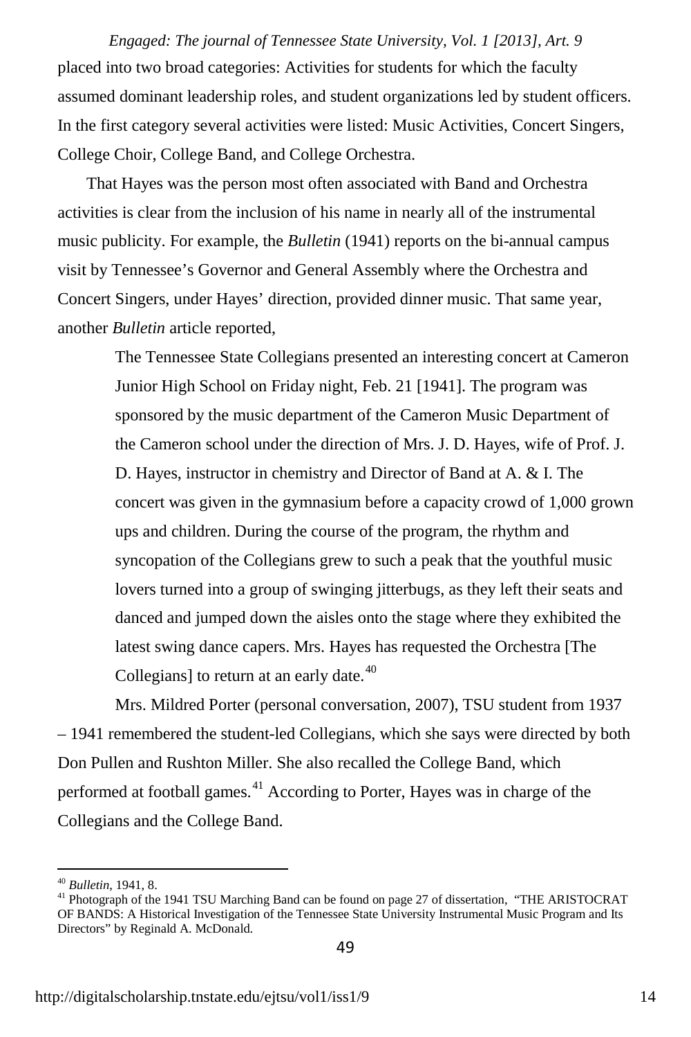placed into two broad categories: Activities for students for which the faculty assumed dominant leadership roles, and student organizations led by student officers. In the first category several activities were listed: Music Activities, Concert Singers, College Choir, College Band, and College Orchestra.

That Hayes was the person most often associated with Band and Orchestra activities is clear from the inclusion of his name in nearly all of the instrumental music publicity. For example, the *Bulletin* (1941) reports on the bi-annual campus visit by Tennessee's Governor and General Assembly where the Orchestra and Concert Singers, under Hayes' direction, provided dinner music. That same year, another *Bulletin* article reported,

> The Tennessee State Collegians presented an interesting concert at Cameron Junior High School on Friday night, Feb. 21 [1941]. The program was sponsored by the music department of the Cameron Music Department of the Cameron school under the direction of Mrs. J. D. Hayes, wife of Prof. J. D. Hayes, instructor in chemistry and Director of Band at A. & I. The concert was given in the gymnasium before a capacity crowd of 1,000 grown ups and children. During the course of the program, the rhythm and syncopation of the Collegians grew to such a peak that the youthful music lovers turned into a group of swinging jitterbugs, as they left their seats and danced and jumped down the aisles onto the stage where they exhibited the latest swing dance capers. Mrs. Hayes has requested the Orchestra [The Collegians] to return at an early date.[40]

Mrs. Mildred Porter (personal conversation, 2007), TSU student from 1937 – 1941 remembered the student-led Collegians, which she says were directed by both Don Pullen and Rushton Miller. She also recalled the College Band, which performed at football games.[41] According to Porter, Hayes was in charge of the Collegians and the College Band.

---

[40] *Bulletin*, 1941, 8.

[41] Photograph of the 1941 TSU Marching Band can be found on page 27 of dissertation, "THE ARISTOCRAT OF BANDS: A Historical Investigation of the Tennessee State University Instrumental Music Program and Its Directors" by Reginald A. McDonald.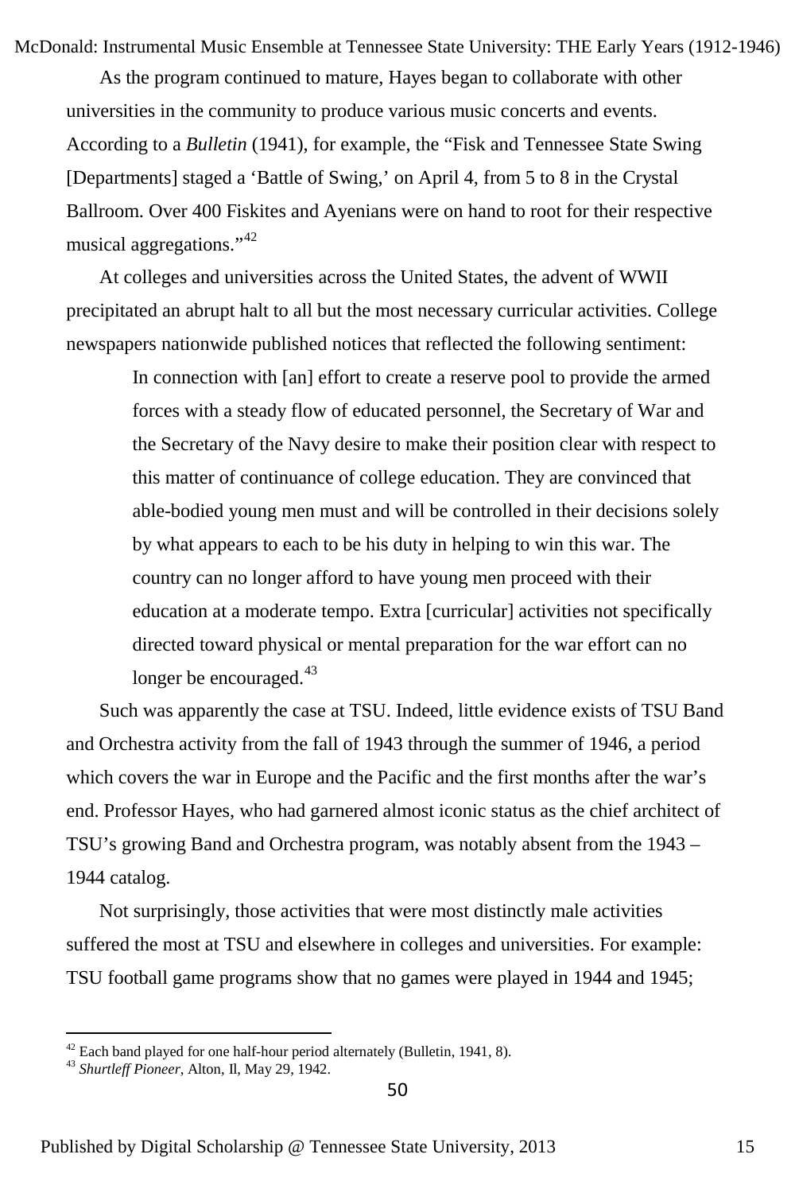As the program continued to mature, Hayes began to collaborate with other universities in the community to produce various music concerts and events. According to a *Bulletin* (1941), for example, the "Fisk and Tennessee State Swing [Departments] staged a 'Battle of Swing,' on April 4, from 5 to 8 in the Crystal Ballroom. Over 400 Fiskites and Ayenians were on hand to root for their respective musical aggregations."[42]

At colleges and universities across the United States, the advent of WWII precipitated an abrupt halt to all but the most necessary curricular activities. College newspapers nationwide published notices that reflected the following sentiment:

> In connection with [an] effort to create a reserve pool to provide the armed forces with a steady flow of educated personnel, the Secretary of War and the Secretary of the Navy desire to make their position clear with respect to this matter of continuance of college education. They are convinced that able-bodied young men must and will be controlled in their decisions solely by what appears to each to be his duty in helping to win this war. The country can no longer afford to have young men proceed with their education at a moderate tempo. Extra [curricular] activities not specifically directed toward physical or mental preparation for the war effort can no longer be encouraged.[43]

Such was apparently the case at TSU. Indeed, little evidence exists of TSU Band and Orchestra activity from the fall of 1943 through the summer of 1946, a period which covers the war in Europe and the Pacific and the first months after the war's end. Professor Hayes, who had garnered almost iconic status as the chief architect of TSU's growing Band and Orchestra program, was notably absent from the 1943 – 1944 catalog.

Not surprisingly, those activities that were most distinctly male activities suffered the most at TSU and elsewhere in colleges and universities. For example: TSU football game programs show that no games were played in 1944 and 1945;

---

[42] Each band played for one half-hour period alternately (Bulletin, 1941, 8).

[43] *Shurtleff Pioneer,* Alton, Il, May 29, 1942.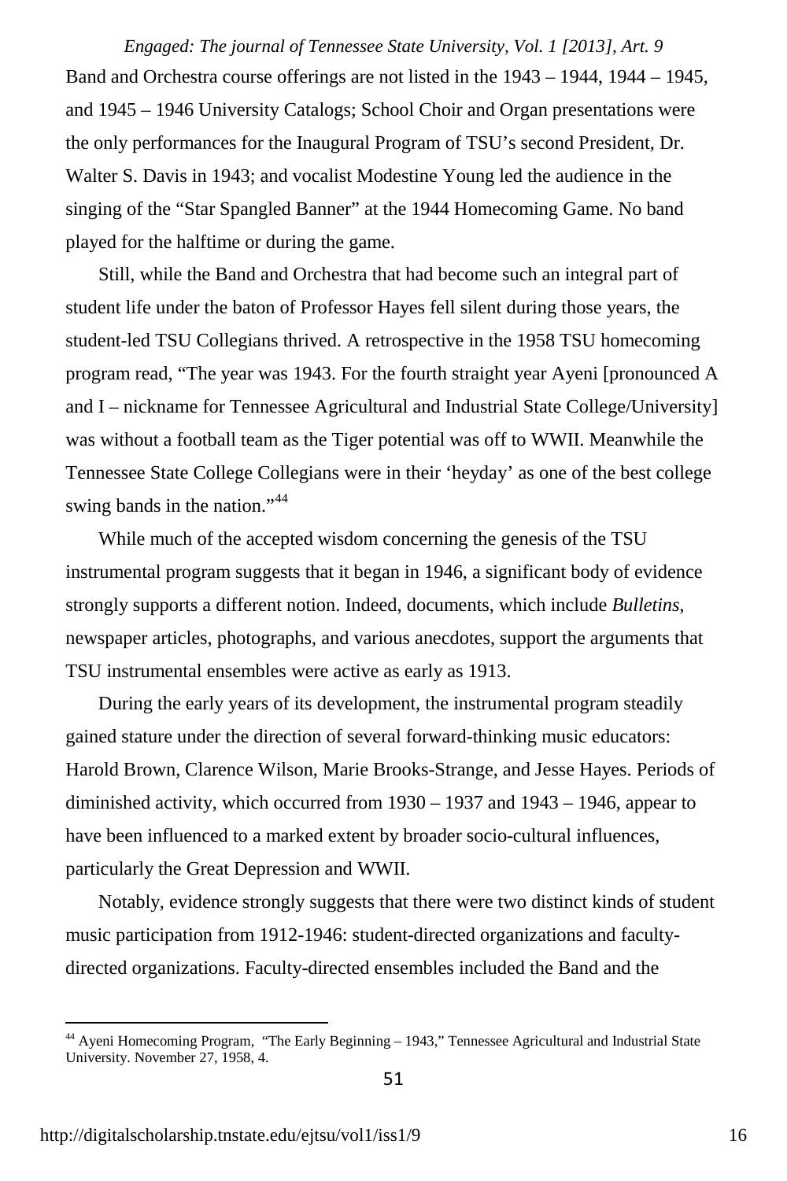Band and Orchestra course offerings are not listed in the 1943 – 1944, 1944 – 1945, and 1945 – 1946 University Catalogs; School Choir and Organ presentations were the only performances for the Inaugural Program of TSU's second President, Dr. Walter S. Davis in 1943; and vocalist Modestine Young led the audience in the singing of the "Star Spangled Banner" at the 1944 Homecoming Game. No band played for the halftime or during the game.

Still, while the Band and Orchestra that had become such an integral part of student life under the baton of Professor Hayes fell silent during those years, the student-led TSU Collegians thrived. A retrospective in the 1958 TSU homecoming program read, "The year was 1943. For the fourth straight year Ayeni [pronounced A and I – nickname for Tennessee Agricultural and Industrial State College/University] was without a football team as the Tiger potential was off to WWII. Meanwhile the Tennessee State College Collegians were in their 'heyday' as one of the best college swing bands in the nation."[44]

While much of the accepted wisdom concerning the genesis of the TSU instrumental program suggests that it began in 1946, a significant body of evidence strongly supports a different notion. Indeed, documents, which include *Bulletins*, newspaper articles, photographs, and various anecdotes, support the arguments that TSU instrumental ensembles were active as early as 1913.

During the early years of its development, the instrumental program steadily gained stature under the direction of several forward-thinking music educators: Harold Brown, Clarence Wilson, Marie Brooks-Strange, and Jesse Hayes. Periods of diminished activity, which occurred from 1930 – 1937 and 1943 – 1946, appear to have been influenced to a marked extent by broader socio-cultural influences, particularly the Great Depression and WWII.

Notably, evidence strongly suggests that there were two distinct kinds of student music participation from 1912-1946: student-directed organizations and faculty-directed organizations. Faculty-directed ensembles included the Band and the

[44] Ayeni Homecoming Program, "The Early Beginning – 1943," Tennessee Agricultural and Industrial State University. November 27, 1958, 4.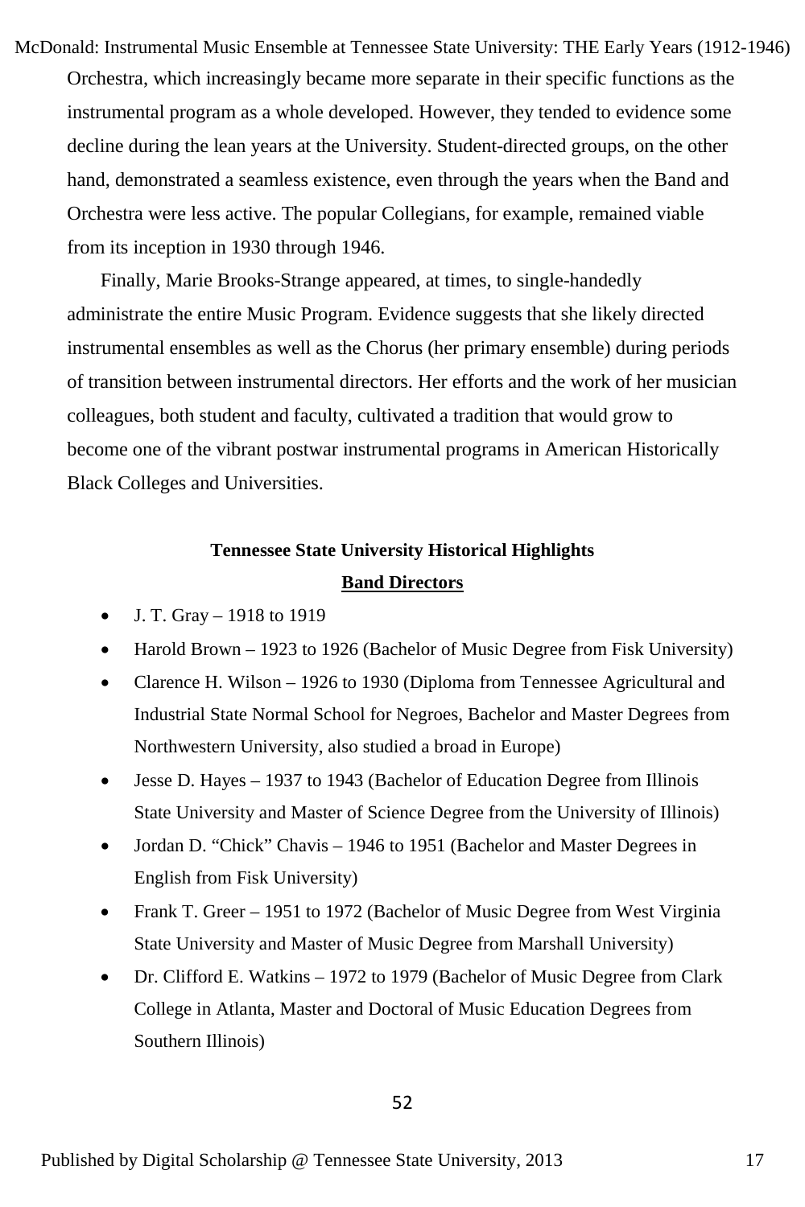Orchestra, which increasingly became more separate in their specific functions as the instrumental program as a whole developed. However, they tended to evidence some decline during the lean years at the University. Student-directed groups, on the other hand, demonstrated a seamless existence, even through the years when the Band and Orchestra were less active. The popular Collegians, for example, remained viable from its inception in 1930 through 1946.

Finally, Marie Brooks-Strange appeared, at times, to single-handedly administrate the entire Music Program. Evidence suggests that she likely directed instrumental ensembles as well as the Chorus (her primary ensemble) during periods of transition between instrumental directors. Her efforts and the work of her musician colleagues, both student and faculty, cultivated a tradition that would grow to become one of the vibrant postwar instrumental programs in American Historically Black Colleges and Universities.

**Tennessee State University Historical Highlights**

**Band Directors**

- J. T. Gray – 1918 to 1919
- Harold Brown – 1923 to 1926 (Bachelor of Music Degree from Fisk University)
- Clarence H. Wilson – 1926 to 1930 (Diploma from Tennessee Agricultural and Industrial State Normal School for Negroes, Bachelor and Master Degrees from Northwestern University, also studied a broad in Europe)
- Jesse D. Hayes – 1937 to 1943 (Bachelor of Education Degree from Illinois State University and Master of Science Degree from the University of Illinois)
- Jordan D. “Chick” Chavis – 1946 to 1951 (Bachelor and Master Degrees in English from Fisk University)
- Frank T. Greer – 1951 to 1972 (Bachelor of Music Degree from West Virginia State University and Master of Music Degree from Marshall University)
- Dr. Clifford E. Watkins – 1972 to 1979 (Bachelor of Music Degree from Clark College in Atlanta, Master and Doctoral of Music Education Degrees from Southern Illinois)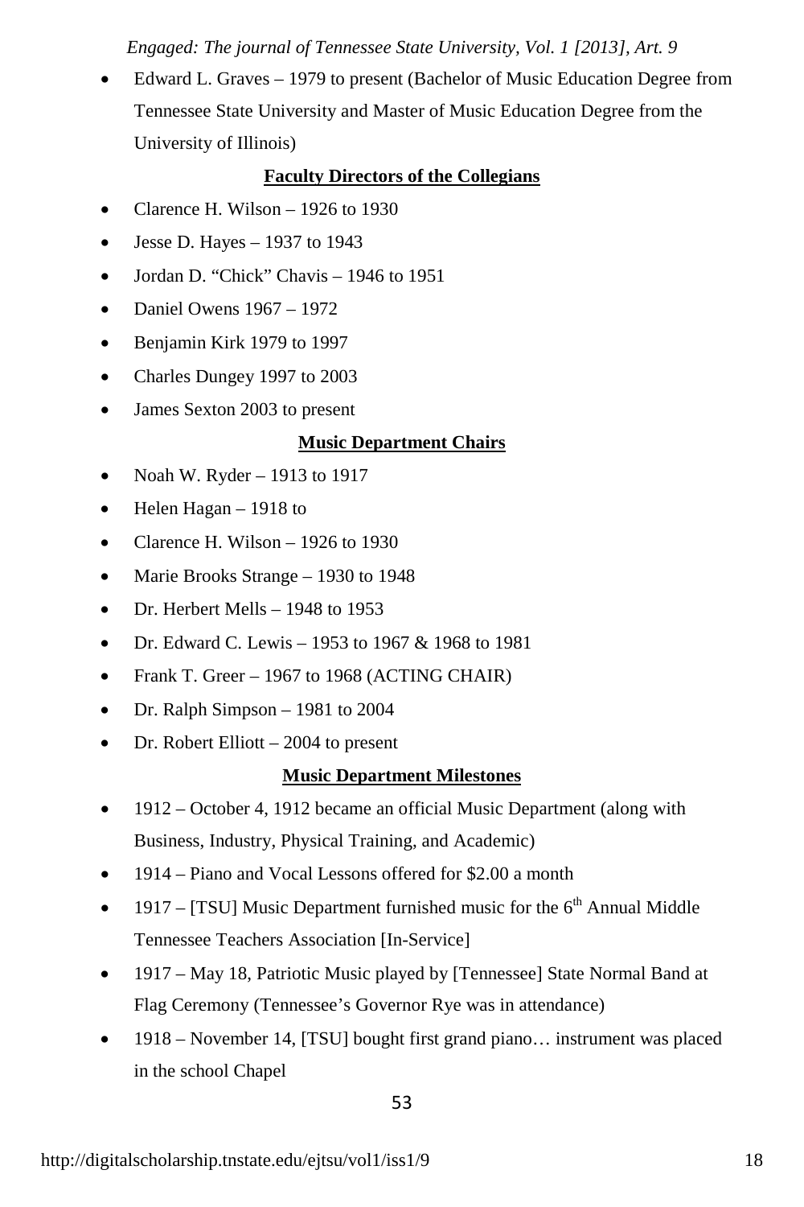- Edward L. Graves – 1979 to present (Bachelor of Music Education Degree from Tennessee State University and Master of Music Education Degree from the University of Illinois)

**Faculty Directors of the Collegians**

- Clarence H. Wilson – 1926 to 1930
- Jesse D. Hayes – 1937 to 1943
- Jordan D. "Chick" Chavis – 1946 to 1951
- Daniel Owens 1967 – 1972
- Benjamin Kirk 1979 to 1997
- Charles Dungey 1997 to 2003
- James Sexton 2003 to present

**Music Department Chairs**

- Noah W. Ryder – 1913 to 1917
- Helen Hagan – 1918 to
- Clarence H. Wilson – 1926 to 1930
- Marie Brooks Strange – 1930 to 1948
- Dr. Herbert Mells – 1948 to 1953
- Dr. Edward C. Lewis – 1953 to 1967 & 1968 to 1981
- Frank T. Greer – 1967 to 1968 (ACTING CHAIR)
- Dr. Ralph Simpson – 1981 to 2004
- Dr. Robert Elliott – 2004 to present

**Music Department Milestones**

- 1912 – October 4, 1912 became an official Music Department (along with Business, Industry, Physical Training, and Academic)
- 1914 – Piano and Vocal Lessons offered for $2.00 a month
- 1917 – [TSU] Music Department furnished music for the 6th Annual Middle Tennessee Teachers Association [In-Service]
- 1917 – May 18, Patriotic Music played by [Tennessee] State Normal Band at Flag Ceremony (Tennessee's Governor Rye was in attendance)
- 1918 – November 14, [TSU] bought first grand piano… instrument was placed in the school Chapel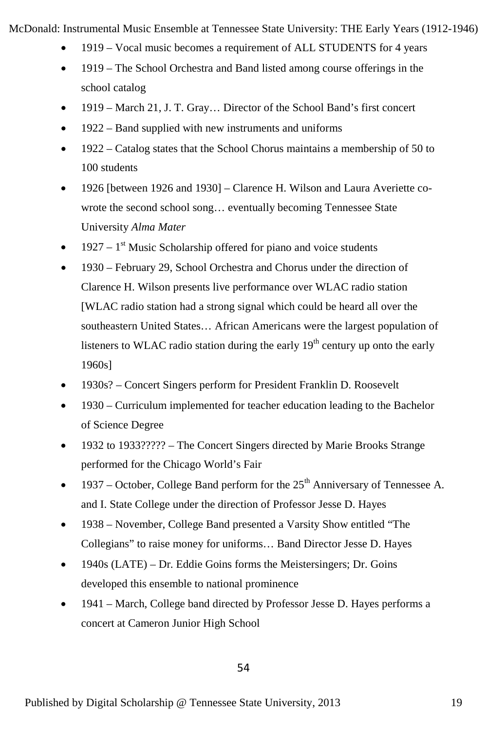- 1919 – Vocal music becomes a requirement of ALL STUDENTS for 4 years
- 1919 – The School Orchestra and Band listed among course offerings in the school catalog
- 1919 – March 21, J. T. Gray… Director of the School Band's first concert
- 1922 – Band supplied with new instruments and uniforms
- 1922 – Catalog states that the School Chorus maintains a membership of 50 to 100 students
- 1926 [between 1926 and 1930] – Clarence H. Wilson and Laura Averiette co-wrote the second school song… eventually becoming Tennessee State University *Alma Mater*
- 1927 – 1st Music Scholarship offered for piano and voice students
- 1930 – February 29, School Orchestra and Chorus under the direction of Clarence H. Wilson presents live performance over WLAC radio station [WLAC radio station had a strong signal which could be heard all over the southeastern United States… African Americans were the largest population of listeners to WLAC radio station during the early 19th century up onto the early 1960s]
- 1930s? – Concert Singers perform for President Franklin D. Roosevelt
- 1930 – Curriculum implemented for teacher education leading to the Bachelor of Science Degree
- 1932 to 1933????? – The Concert Singers directed by Marie Brooks Strange performed for the Chicago World's Fair
- 1937 – October, College Band perform for the 25th Anniversary of Tennessee A. and I. State College under the direction of Professor Jesse D. Hayes
- 1938 – November, College Band presented a Varsity Show entitled "The Collegians" to raise money for uniforms… Band Director Jesse D. Hayes
- 1940s (LATE) – Dr. Eddie Goins forms the Meistersingers; Dr. Goins developed this ensemble to national prominence
- 1941 – March, College band directed by Professor Jesse D. Hayes performs a concert at Cameron Junior High School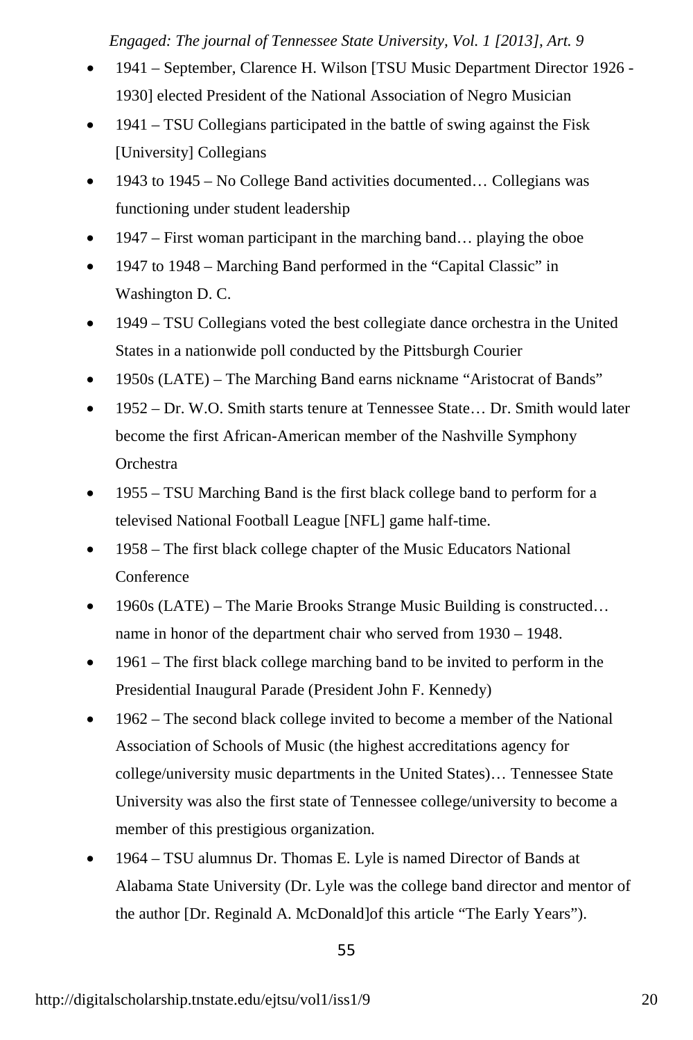- 1941 – September, Clarence H. Wilson [TSU Music Department Director 1926 - 1930] elected President of the National Association of Negro Musician
- 1941 – TSU Collegians participated in the battle of swing against the Fisk [University] Collegians
- 1943 to 1945 – No College Band activities documented… Collegians was functioning under student leadership
- 1947 – First woman participant in the marching band… playing the oboe
- 1947 to 1948 – Marching Band performed in the "Capital Classic" in Washington D. C.
- 1949 – TSU Collegians voted the best collegiate dance orchestra in the United States in a nationwide poll conducted by the Pittsburgh Courier
- 1950s (LATE) – The Marching Band earns nickname "Aristocrat of Bands"
- 1952 – Dr. W.O. Smith starts tenure at Tennessee State… Dr. Smith would later become the first African-American member of the Nashville Symphony Orchestra
- 1955 – TSU Marching Band is the first black college band to perform for a televised National Football League [NFL] game half-time.
- 1958 – The first black college chapter of the Music Educators National Conference
- 1960s (LATE) – The Marie Brooks Strange Music Building is constructed… name in honor of the department chair who served from 1930 – 1948.
- 1961 – The first black college marching band to be invited to perform in the Presidential Inaugural Parade (President John F. Kennedy)
- 1962 – The second black college invited to become a member of the National Association of Schools of Music (the highest accreditations agency for college/university music departments in the United States)… Tennessee State University was also the first state of Tennessee college/university to become a member of this prestigious organization.
- 1964 – TSU alumnus Dr. Thomas E. Lyle is named Director of Bands at Alabama State University (Dr. Lyle was the college band director and mentor of the author [Dr. Reginald A. McDonald]of this article "The Early Years").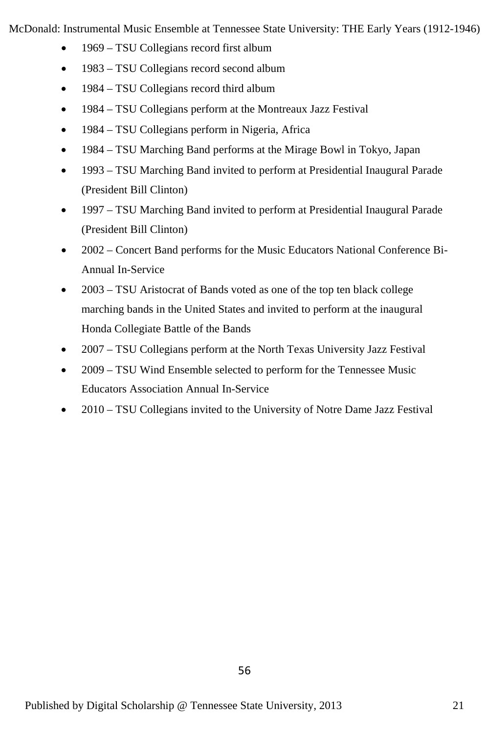- 1969 – TSU Collegians record first album
- 1983 – TSU Collegians record second album
- 1984 – TSU Collegians record third album
- 1984 – TSU Collegians perform at the Montreaux Jazz Festival
- 1984 – TSU Collegians perform in Nigeria, Africa
- 1984 – TSU Marching Band performs at the Mirage Bowl in Tokyo, Japan
- 1993 – TSU Marching Band invited to perform at Presidential Inaugural Parade (President Bill Clinton)
- 1997 – TSU Marching Band invited to perform at Presidential Inaugural Parade (President Bill Clinton)
- 2002 – Concert Band performs for the Music Educators National Conference Bi-Annual In-Service
- 2003 – TSU Aristocrat of Bands voted as one of the top ten black college marching bands in the United States and invited to perform at the inaugural Honda Collegiate Battle of the Bands
- 2007 – TSU Collegians perform at the North Texas University Jazz Festival
- 2009 – TSU Wind Ensemble selected to perform for the Tennessee Music Educators Association Annual In-Service
- 2010 – TSU Collegians invited to the University of Notre Dame Jazz Festival